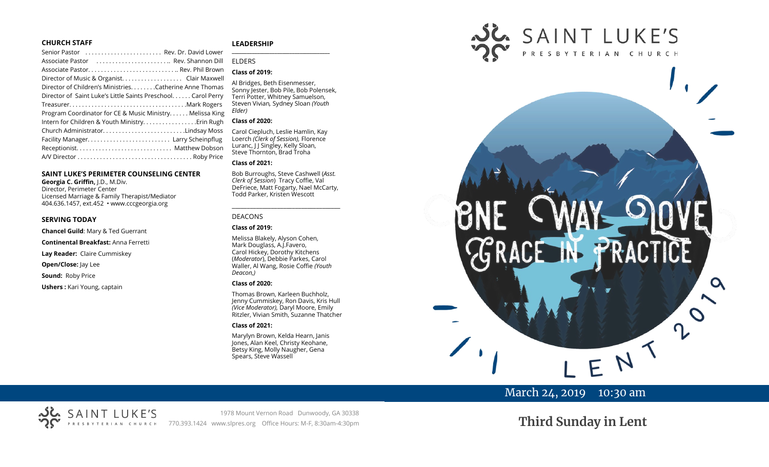## CHURCH STAFF

Senior Pastor ........................ Rev. Dr. David Lower
Associate Pastor ........................ Rev. Shannon Dill
Associate Pastor............................ Rev. Phil Brown
Director of Music & Organist.................. Clair Maxwell
Director of Children's Ministries........Catherine Anne Thomas
Director of Saint Luke's Little Saints Preschool...... Carol Perry
Treasurer.................................... Mark Rogers
Program Coordinator for CE & Music Ministry...... Melissa King
Intern for Children & Youth Ministry................. Erin Rugh
Church Administrator.......................... Lindsay Moss
Facility Manager.......................... Larry Scheinpflug
Receptionist.............................. Matthew Dobson
A/V Director .................................... Roby Price

## SAINT LUKE'S PERIMETER COUNSELING CENTER

**Georgia C. Griffin,** J.D., M.Div.
Director, Perimeter Center
Licensed Marriage & Family Therapist/Mediator
404.636.1457, ext.452 • www.cccgeorgia.org

## SERVING TODAY

**Chancel Guild**: Mary & Ted Guerrant

**Continental Breakfast:** Anna Ferretti

**Lay Reader:** Claire Cummiskey

**Open/Close:** Jay Lee

**Sound:** Roby Price

**Ushers :** Kari Young, captain

## LEADERSHIP

ELDERS

**Class of 2019:**

Al Bridges, Beth Eisenmesser, Sonny Jester, Bob Pile, Bob Polensek, Terri Potter, Whitney Samuelson, Steven Vivian, Sydney Sloan *(Youth Elder)*

**Class of 2020:**

Carol Ciepluch, Leslie Hamlin, Kay Loerch *(Clerk of Session)*, Florence Luranc, J J Singley, Kelly Sloan, Steve Thornton, Brad Troha

**Class of 2021:**

Bob Burroughs, Steve Cashwell (*Asst. Clerk of Session*) Tracy Coffie, Val DeFriece, Matt Fogarty, Nael McCarty, Todd Parker, Kristen Wescott

DEACONS

**Class of 2019:**

Melissa Blakely, Alyson Cohen, Mark Douglass, A.J.Favero, Carol Hickey, Dorothy Kitchens (*Moderator*), Debbie Parkes, Carol Waller, Al Wang, Rosie Coffie *(Youth Deacon,)*

**Class of 2020:**

Thomas Brown, Karleen Buchholz, Jenny Cummiskey, Ron Davis, Kris Hull *(Vice Moderator)*, Daryl Moore, Emily Ritzler, Vivian Smith, Suzanne Thatcher

**Class of 2021:**

Marylyn Brown, Kelda Hearn, Janis Jones, Alan Keel, Christy Keohane, Betsy King, Molly Naugher, Gena Spears, Steve Wassell

SAINT LUKE'S PRESBYTERIAN CHURCH

1978 Mount Vernon Road Dunwoody, GA 30338
770.393.1424 www.slpres.org Office Hours: M-F, 8:30am-4:30pm

# SAINT LUKE'S PRESBYTERIAN CHURCH

ONE WAY LOVE
GRACE IN PRACTICE
LENT 2019

March 24, 2019 10:30 am

# Third Sunday in Lent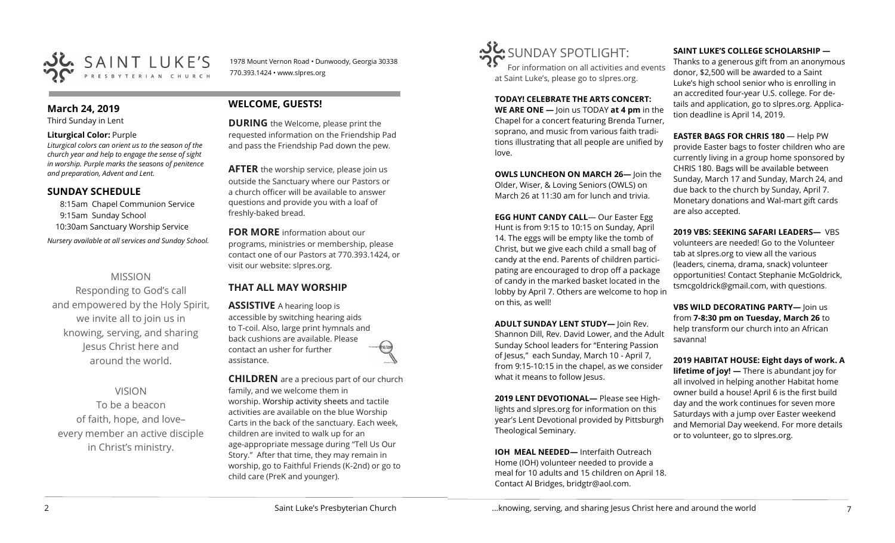# SAINT LUKE'S PRESBYTERIAN CHURCH

1978 Mount Vernon Road • Dunwoody, Georgia 30338
770.393.1424 • www.slpres.org

## March 24, 2019

Third Sunday in Lent

**Liturgical Color:** Purple

*Liturgical colors can orient us to the season of the church year and help to engage the sense of sight in worship. Purple marks the seasons of penitence and preparation, Advent and Lent.*

## SUNDAY SCHEDULE

8:15am Chapel Communion Service
9:15am Sunday School
10:30am Sanctuary Worship Service

*Nursery available at all services and Sunday School.*

MISSION

Responding to God's call and empowered by the Holy Spirit, we invite all to join us in knowing, serving, and sharing Jesus Christ here and around the world.

VISION

To be a beacon of faith, hope, and love– every member an active disciple in Christ's ministry.

## WELCOME, GUESTS!

**DURING** the Welcome, please print the requested information on the Friendship Pad and pass the Friendship Pad down the pew.

**AFTER** the worship service, please join us outside the Sanctuary where our Pastors or a church officer will be available to answer questions and provide you with a loaf of freshly-baked bread.

**FOR MORE** information about our programs, ministries or membership, please contact one of our Pastors at 770.393.1424, or visit our website: slpres.org.

## THAT ALL MAY WORSHIP

**ASSISTIVE** A hearing loop is accessible by switching hearing aids to T-coil. Also, large print hymnals and back cushions are available. Please contact an usher for further assistance.

**CHILDREN** are a precious part of our church family, and we welcome them in worship. Worship activity sheets and tactile activities are available on the blue Worship Carts in the back of the sanctuary. Each week, children are invited to walk up for an age-appropriate message during "Tell Us Our Story." After that time, they may remain in worship, go to Faithful Friends (K-2nd) or go to child care (PreK and younger).

# SUNDAY SPOTLIGHT:

For information on all activities and events at Saint Luke's, please go to slpres.org.

**TODAY! CELEBRATE THE ARTS CONCERT: WE ARE ONE —** Join us TODAY **at 4 pm** in the Chapel for a concert featuring Brenda Turner, soprano, and music from various faith traditions illustrating that all people are unified by love.

**OWLS LUNCHEON ON MARCH 26—** Join the Older, Wiser, & Loving Seniors (OWLS) on March 26 at 11:30 am for lunch and trivia.

**EGG HUNT CANDY CALL**— Our Easter Egg Hunt is from 9:15 to 10:15 on Sunday, April 14. The eggs will be empty like the tomb of Christ, but we give each child a small bag of candy at the end. Parents of children participating are encouraged to drop off a package of candy in the marked basket located in the lobby by April 7. Others are welcome to hop in on this, as well!

**ADULT SUNDAY LENT STUDY—** Join Rev. Shannon Dill, Rev. David Lower, and the Adult Sunday School leaders for "Entering Passion of Jesus," each Sunday, March 10 - April 7, from 9:15-10:15 in the chapel, as we consider what it means to follow Jesus.

**2019 LENT DEVOTIONAL—** Please see Highlights and slpres.org for information on this year's Lent Devotional provided by Pittsburgh Theological Seminary.

**IOH MEAL NEEDED—** Interfaith Outreach Home (IOH) volunteer needed to provide a meal for 10 adults and 15 children on April 18. Contact Al Bridges, bridgtr@aol.com.

**SAINT LUKE'S COLLEGE SCHOLARSHIP —** Thanks to a generous gift from an anonymous donor, $2,500 will be awarded to a Saint Luke's high school senior who is enrolling in an accredited four-year U.S. college. For details and application, go to slpres.org. Application deadline is April 14, 2019.

**EASTER BAGS FOR CHRIS 180** — Help PW provide Easter bags to foster children who are currently living in a group home sponsored by CHRIS 180. Bags will be available between Sunday, March 17 and Sunday, March 24, and due back to the church by Sunday, April 7. Monetary donations and Wal-mart gift cards are also accepted.

**2019 VBS: SEEKING SAFARI LEADERS—** VBS volunteers are needed! Go to the Volunteer tab at slpres.org to view all the various (leaders, cinema, drama, snack) volunteer opportunities! Contact Stephanie McGoldrick, tsmcgoldrick@gmail.com, with questions.

**VBS WILD DECORATING PARTY—** Join us from **7-8:30 pm on Tuesday, March 26** to help transform our church into an African savanna!

**2019 HABITAT HOUSE: Eight days of work. A lifetime of joy! —** There is abundant joy for all involved in helping another Habitat home owner build a house! April 6 is the first build day and the work continues for seven more Saturdays with a jump over Easter weekend and Memorial Day weekend. For more details or to volunteer, go to slpres.org.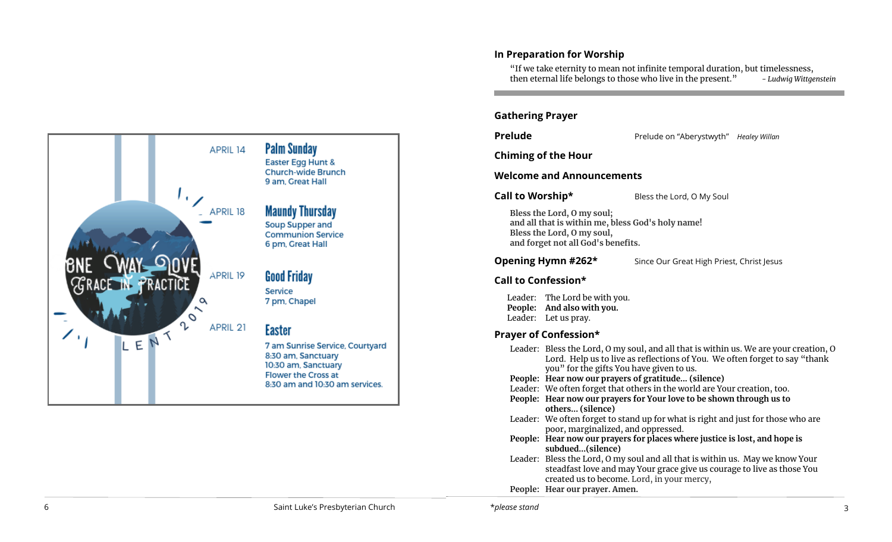APRIL 14

**Palm Sunday**

Easter Egg Hunt & Church-wide Brunch
9 am, Great Hall

APRIL 18

**Maundy Thursday**

Soup Supper and Communion Service
6 pm, Great Hall

APRIL 19

**Good Friday**

Service
7 pm, Chapel

APRIL 21

**Easter**

7 am Sunrise Service, Courtyard
8:30 am, Sanctuary
10:30 am, Sanctuary
Flower the Cross at 8:30 am and 10:30 am services.

ONE WAY LOVE GRACE IN PRACTICE — LENT 2019

## In Preparation for Worship

"If we take eternity to mean not infinite temporal duration, but timelessness, then eternal life belongs to those who live in the present." *- Ludwig Wittgenstein*

---

**Gathering Prayer**

**Prelude** Prelude on "Aberystwyth" *Healey Willan*

**Chiming of the Hour**

**Welcome and Announcements**

**Call to Worship*** Bless the Lord, O My Soul

**Bless the Lord, O my soul;**
**and all that is within me, bless God's holy name!**
**Bless the Lord, O my soul,**
**and forget not all God's benefits.**

**Opening Hymn #262*** Since Our Great High Priest, Christ Jesus

**Call to Confession***

Leader: The Lord be with you.
**People: And also with you.**
Leader: Let us pray.

**Prayer of Confession***

Leader: Bless the Lord, O my soul, and all that is within us. We are your creation, O Lord. Help us to live as reflections of You. We often forget to say "thank you" for the gifts You have given to us.
**People: Hear now our prayers of gratitude... (silence)**
Leader: We often forget that others in the world are Your creation, too.
**People: Hear now our prayers for Your love to be shown through us to others... (silence)**
Leader: We often forget to stand up for what is right and just for those who are poor, marginalized, and oppressed.
**People: Hear now our prayers for places where justice is lost, and hope is subdued...(silence)**
Leader: Bless the Lord, O my soul and all that is within us. May we know Your steadfast love and may Your grace give us courage to live as those You created us to become. Lord, in your mercy,
**People: Hear our prayer. Amen.**

*please stand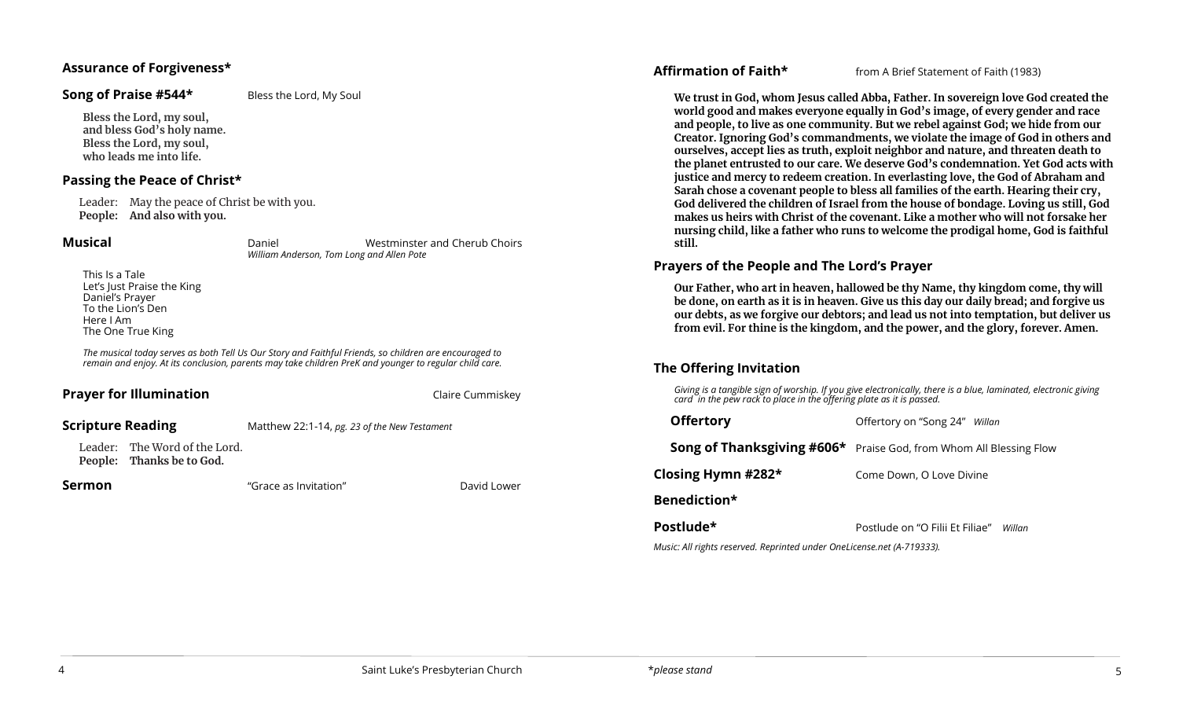**Assurance of Forgiveness***

**Song of Praise #544*** Bless the Lord, My Soul

**Bless the Lord, my soul,**
**and bless God's holy name.**
**Bless the Lord, my soul,**
**who leads me into life.**

**Passing the Peace of Christ***

Leader: May the peace of Christ be with you.
**People: And also with you.**

**Musical** Daniel — Westminster and Cherub Choirs
*William Anderson, Tom Long and Allen Pote*

This Is a Tale
Let's Just Praise the King
Daniel's Prayer
To the Lion's Den
Here I Am
The One True King

*The musical today serves as both Tell Us Our Story and Faithful Friends, so children are encouraged to remain and enjoy. At its conclusion, parents may take children PreK and younger to regular child care.*

**Prayer for Illumination** Claire Cummiskey

**Scripture Reading** Matthew 22:1-14, *pg. 23 of the New Testament*

Leader: The Word of the Lord.
**People: Thanks be to God.**

**Sermon** "Grace as Invitation" David Lower

**Affirmation of Faith*** from A Brief Statement of Faith (1983)

**We trust in God, whom Jesus called Abba, Father. In sovereign love God created the world good and makes everyone equally in God's image, of every gender and race and people, to live as one community. But we rebel against God; we hide from our Creator. Ignoring God's commandments, we violate the image of God in others and ourselves, accept lies as truth, exploit neighbor and nature, and threaten death to the planet entrusted to our care. We deserve God's condemnation. Yet God acts with justice and mercy to redeem creation. In everlasting love, the God of Abraham and Sarah chose a covenant people to bless all families of the earth. Hearing their cry, God delivered the children of Israel from the house of bondage. Loving us still, God makes us heirs with Christ of the covenant. Like a mother who will not forsake her nursing child, like a father who runs to welcome the prodigal home, God is faithful still.**

**Prayers of the People and The Lord's Prayer**

**Our Father, who art in heaven, hallowed be thy Name, thy kingdom come, thy will be done, on earth as it is in heaven. Give us this day our daily bread; and forgive us our debts, as we forgive our debtors; and lead us not into temptation, but deliver us from evil. For thine is the kingdom, and the power, and the glory, forever. Amen.**

**The Offering Invitation**

*Giving is a tangible sign of worship. If you give electronically, there is a blue, laminated, electronic giving card in the pew rack to place in the offering plate as it is passed.*

**Offertory** Offertory on "Song 24" *Willan*

**Song of Thanksgiving #606*** Praise God, from Whom All Blessing Flow

**Closing Hymn #282*** Come Down, O Love Divine

**Benediction***

**Postlude*** Postlude on "O Filii Et Filiae" *Willan*

*Music: All rights reserved. Reprinted under OneLicense.net (A-719333).*

**please stand*